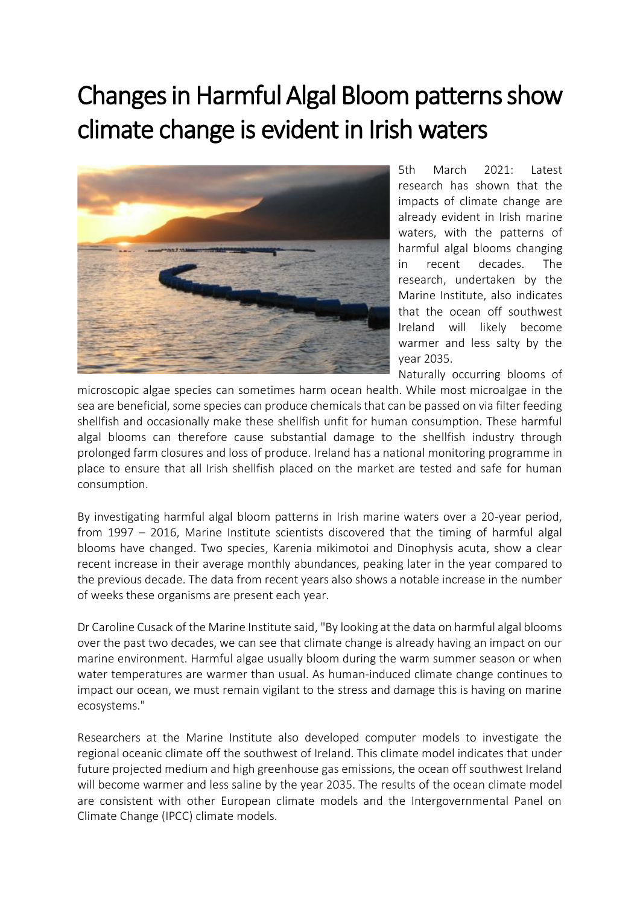# Changes in Harmful Algal Bloom patterns show climate change is evident in Irish waters

5th March 2021: Latest research has shown that the impacts of climate change are already evident in Irish marine waters, with the patterns of harmful algal blooms changing in recent decades. The research, undertaken by the Marine Institute, also indicates that the ocean off southwest Ireland will likely become warmer and less salty by the year 2035.

Naturally occurring blooms of microscopic algae species can sometimes harm ocean health. While most microalgae in the sea are beneficial, some species can produce chemicals that can be passed on via filter feeding shellfish and occasionally make these shellfish unfit for human consumption. These harmful algal blooms can therefore cause substantial damage to the shellfish industry through prolonged farm closures and loss of produce. Ireland has a national monitoring programme in place to ensure that all Irish shellfish placed on the market are tested and safe for human consumption.

By investigating harmful algal bloom patterns in Irish marine waters over a 20-year period, from 1997 – 2016, Marine Institute scientists discovered that the timing of harmful algal blooms have changed. Two species, Karenia mikimotoi and Dinophysis acuta, show a clear recent increase in their average monthly abundances, peaking later in the year compared to the previous decade. The data from recent years also shows a notable increase in the number of weeks these organisms are present each year.

Dr Caroline Cusack of the Marine Institute said, "By looking at the data on harmful algal blooms over the past two decades, we can see that climate change is already having an impact on our marine environment. Harmful algae usually bloom during the warm summer season or when water temperatures are warmer than usual. As human-induced climate change continues to impact our ocean, we must remain vigilant to the stress and damage this is having on marine ecosystems."

Researchers at the Marine Institute also developed computer models to investigate the regional oceanic climate off the southwest of Ireland. This climate model indicates that under future projected medium and high greenhouse gas emissions, the ocean off southwest Ireland will become warmer and less saline by the year 2035. The results of the ocean climate model are consistent with other European climate models and the Intergovernmental Panel on Climate Change (IPCC) climate models.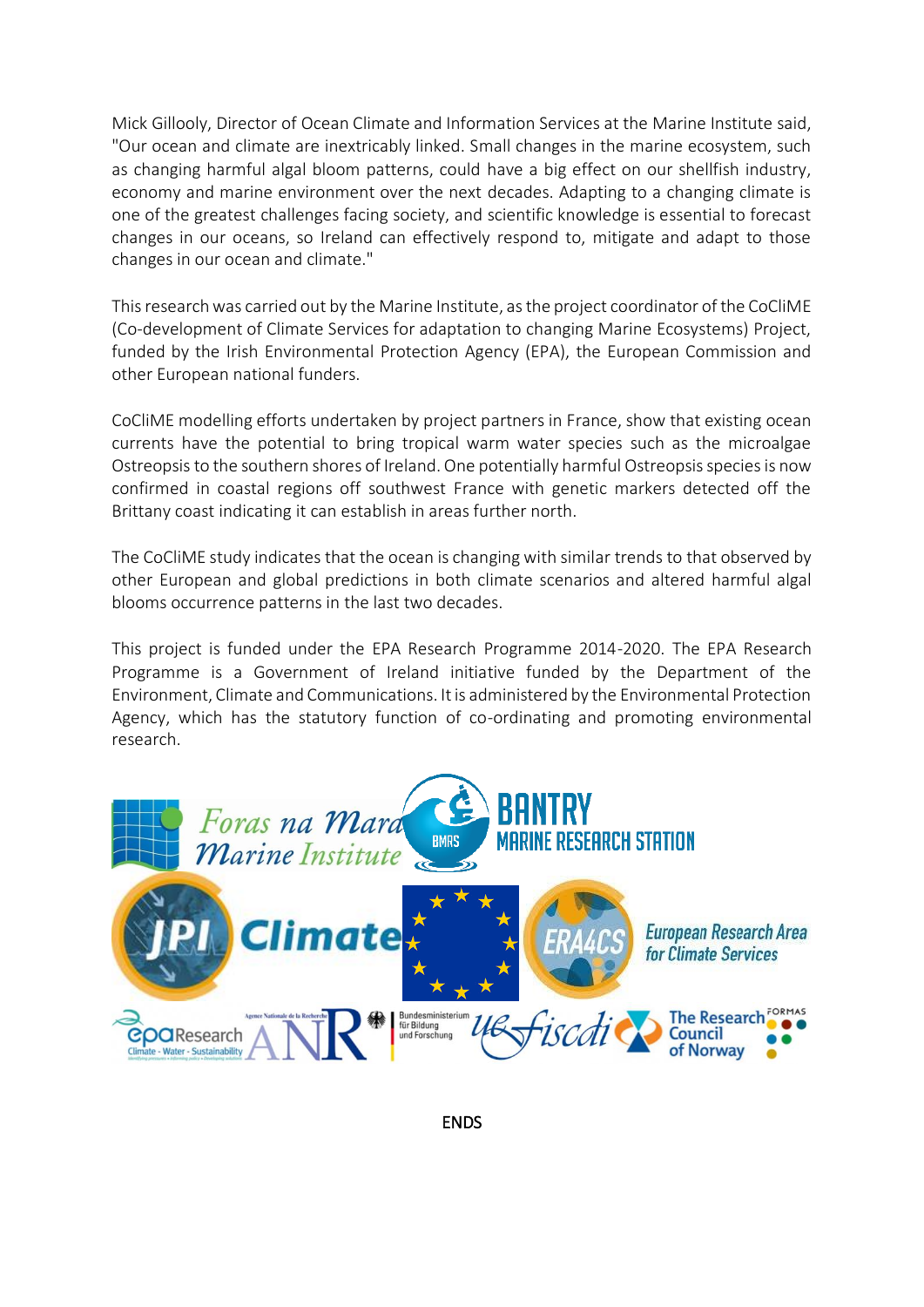Mick Gillooly, Director of Ocean Climate and Information Services at the Marine Institute said, "Our ocean and climate are inextricably linked. Small changes in the marine ecosystem, such as changing harmful algal bloom patterns, could have a big effect on our shellfish industry, economy and marine environment over the next decades. Adapting to a changing climate is one of the greatest challenges facing society, and scientific knowledge is essential to forecast changes in our oceans, so Ireland can effectively respond to, mitigate and adapt to those changes in our ocean and climate."

This research was carried out by the Marine Institute, as the project coordinator of the CoCliME (Co-development of Climate Services for adaptation to changing Marine Ecosystems) Project, funded by the Irish Environmental Protection Agency (EPA), the European Commission and other European national funders.

CoCliME modelling efforts undertaken by project partners in France, show that existing ocean currents have the potential to bring tropical warm water species such as the microalgae Ostreopsis to the southern shores of Ireland. One potentially harmful Ostreopsis species is now confirmed in coastal regions off southwest France with genetic markers detected off the Brittany coast indicating it can establish in areas further north.

The CoCliME study indicates that the ocean is changing with similar trends to that observed by other European and global predictions in both climate scenarios and altered harmful algal blooms occurrence patterns in the last two decades.

This project is funded under the EPA Research Programme 2014-2020. The EPA Research Programme is a Government of Ireland initiative funded by the Department of the Environment, Climate and Communications. It is administered by the Environmental Protection Agency, which has the statutory function of co-ordinating and promoting environmental research.

ENDS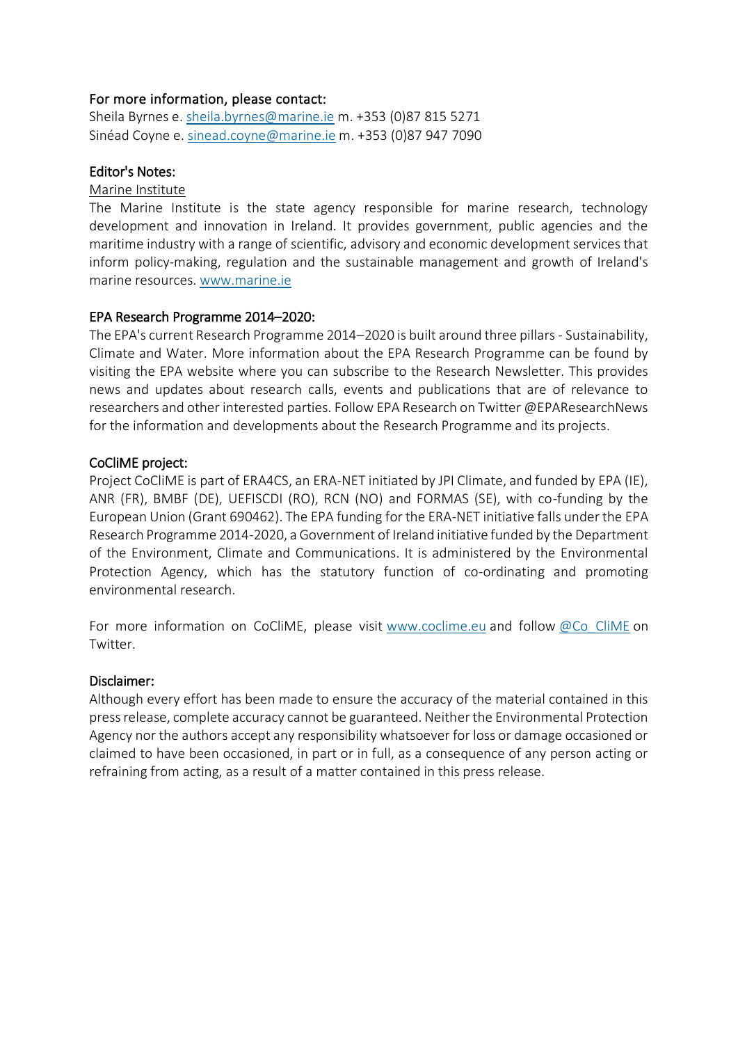**For more information, please contact:**

Sheila Byrnes e. sheila.byrnes@marine.ie m. +353 (0)87 815 5271
Sinéad Coyne e. sinead.coyne@marine.ie m. +353 (0)87 947 7090

**Editor's Notes:**

Marine Institute

The Marine Institute is the state agency responsible for marine research, technology development and innovation in Ireland. It provides government, public agencies and the maritime industry with a range of scientific, advisory and economic development services that inform policy-making, regulation and the sustainable management and growth of Ireland's marine resources. www.marine.ie

**EPA Research Programme 2014–2020:**

The EPA's current Research Programme 2014–2020 is built around three pillars - Sustainability, Climate and Water. More information about the EPA Research Programme can be found by visiting the EPA website where you can subscribe to the Research Newsletter. This provides news and updates about research calls, events and publications that are of relevance to researchers and other interested parties. Follow EPA Research on Twitter @EPAResearchNews for the information and developments about the Research Programme and its projects.

**CoCliME project:**

Project CoCliME is part of ERA4CS, an ERA-NET initiated by JPI Climate, and funded by EPA (IE), ANR (FR), BMBF (DE), UEFISCDI (RO), RCN (NO) and FORMAS (SE), with co-funding by the European Union (Grant 690462). The EPA funding for the ERA-NET initiative falls under the EPA Research Programme 2014-2020, a Government of Ireland initiative funded by the Department of the Environment, Climate and Communications. It is administered by the Environmental Protection Agency, which has the statutory function of co-ordinating and promoting environmental research.

For more information on CoCliME, please visit www.coclime.eu and follow @Co_CliME on Twitter.

**Disclaimer:**

Although every effort has been made to ensure the accuracy of the material contained in this press release, complete accuracy cannot be guaranteed. Neither the Environmental Protection Agency nor the authors accept any responsibility whatsoever for loss or damage occasioned or claimed to have been occasioned, in part or in full, as a consequence of any person acting or refraining from acting, as a result of a matter contained in this press release.